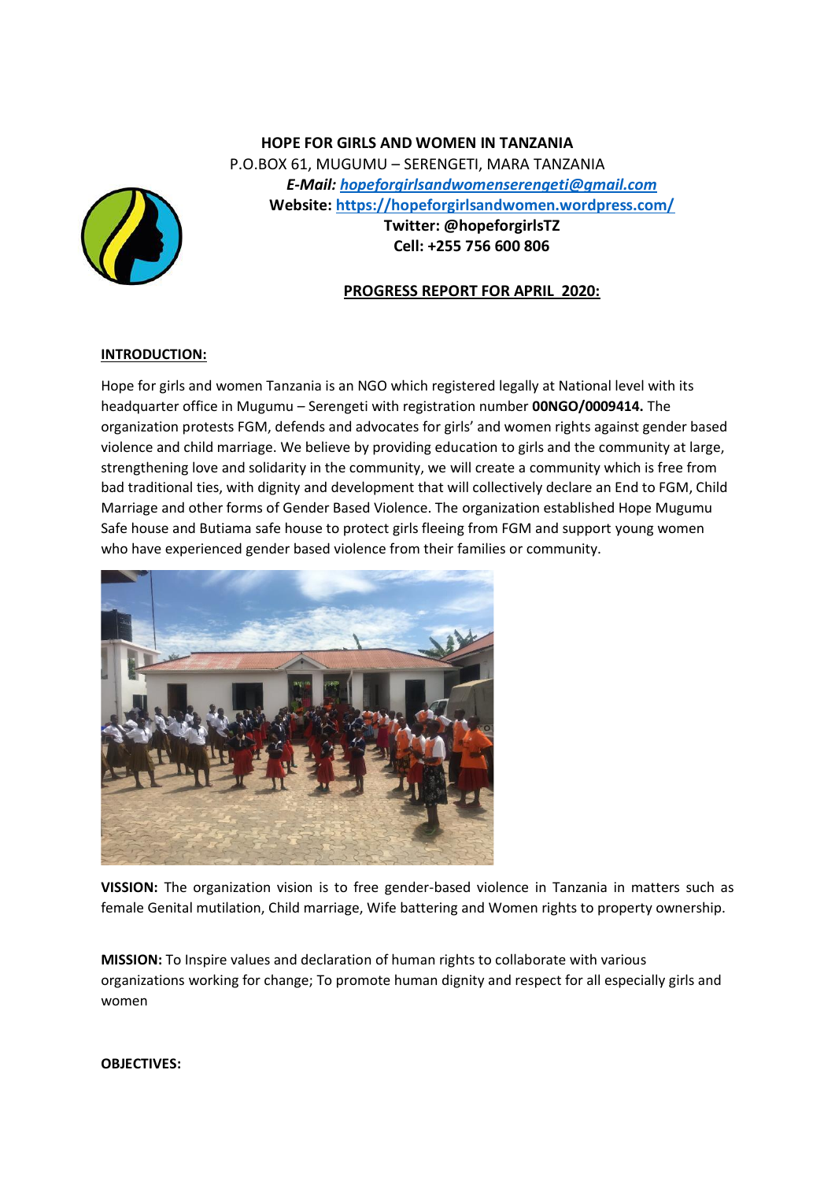**HOPE FOR GIRLS AND WOMEN IN TANZANIA**
P.O.BOX 61, MUGUMU – SERENGETI, MARA TANZANIA
***E-Mail:*** ***hopeforgirlsandwomenserengeti@gmail.com***
**Website: https://hopeforgirlsandwomen.wordpress.com/**
**Twitter: @hopeforgirlsTZ**
**Cell: +255 756 600 806**

## PROGRESS REPORT FOR APRIL 2020:

### INTRODUCTION:

Hope for girls and women Tanzania is an NGO which registered legally at National level with its headquarter office in Mugumu – Serengeti with registration number **00NGO/0009414.** The organization protests FGM, defends and advocates for girls' and women rights against gender based violence and child marriage. We believe by providing education to girls and the community at large, strengthening love and solidarity in the community, we will create a community which is free from bad traditional ties, with dignity and development that will collectively declare an End to FGM, Child Marriage and other forms of Gender Based Violence. The organization established Hope Mugumu Safe house and Butiama safe house to protect girls fleeing from FGM and support young women who have experienced gender based violence from their families or community.

**VISSION:** The organization vision is to free gender-based violence in Tanzania in matters such as female Genital mutilation, Child marriage, Wife battering and Women rights to property ownership.

**MISSION:** To Inspire values and declaration of human rights to collaborate with various organizations working for change; To promote human dignity and respect for all especially girls and women

**OBJECTIVES:**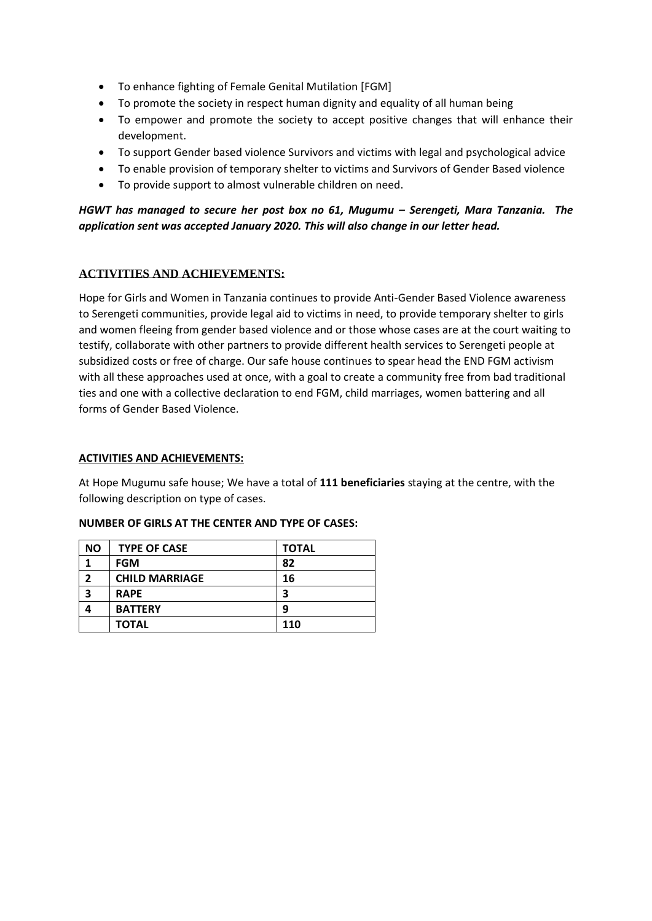- To enhance fighting of Female Genital Mutilation [FGM]
- To promote the society in respect human dignity and equality of all human being
- To empower and promote the society to accept positive changes that will enhance their development.
- To support Gender based violence Survivors and victims with legal and psychological advice
- To enable provision of temporary shelter to victims and Survivors of Gender Based violence
- To provide support to almost vulnerable children on need.

***HGWT has managed to secure her post box no 61, Mugumu – Serengeti, Mara Tanzania. The application sent was accepted January 2020. This will also change in our letter head.***

## ACTIVITIES AND ACHIEVEMENTS:

Hope for Girls and Women in Tanzania continues to provide Anti-Gender Based Violence awareness to Serengeti communities, provide legal aid to victims in need, to provide temporary shelter to girls and women fleeing from gender based violence and or those whose cases are at the court waiting to testify, collaborate with other partners to provide different health services to Serengeti people at subsidized costs or free of charge. Our safe house continues to spear head the END FGM activism with all these approaches used at once, with a goal to create a community free from bad traditional ties and one with a collective declaration to end FGM, child marriages, women battering and all forms of Gender Based Violence.

### ACTIVITIES AND ACHIEVEMENTS:

At Hope Mugumu safe house; We have a total of **111 beneficiaries** staying at the centre, with the following description on type of cases.

**NUMBER OF GIRLS AT THE CENTER AND TYPE OF CASES:**

| NO | TYPE OF CASE | TOTAL |
|---|---|---|
| 1 | FGM | 82 |
| 2 | CHILD MARRIAGE | 16 |
| 3 | RAPE | 3 |
| 4 | BATTERY | 9 |
| | TOTAL | 110 |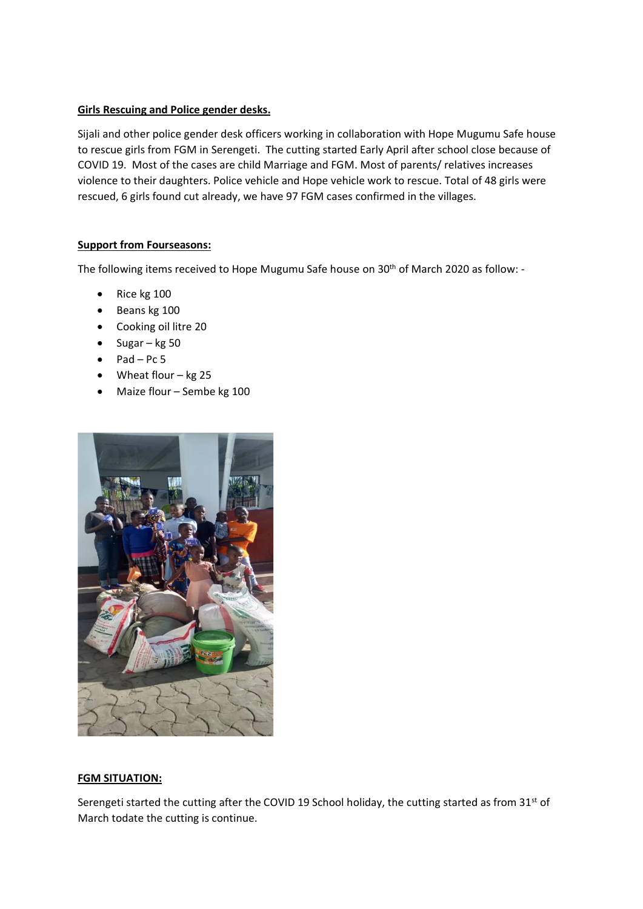**Girls Rescuing and Police gender desks.**

Sijali and other police gender desk officers working in collaboration with Hope Mugumu Safe house to rescue girls from FGM in Serengeti. The cutting started Early April after school close because of COVID 19. Most of the cases are child Marriage and FGM. Most of parents/ relatives increases violence to their daughters. Police vehicle and Hope vehicle work to rescue. Total of 48 girls were rescued, 6 girls found cut already, we have 97 FGM cases confirmed in the villages.

**Support from Fourseasons:**

The following items received to Hope Mugumu Safe house on 30th of March 2020 as follow: -

- Rice kg 100
- Beans kg 100
- Cooking oil litre 20
- Sugar – kg 50
- Pad – Pc 5
- Wheat flour – kg 25
- Maize flour – Sembe kg 100

**FGM SITUATION:**

Serengeti started the cutting after the COVID 19 School holiday, the cutting started as from 31st of March todate the cutting is continue.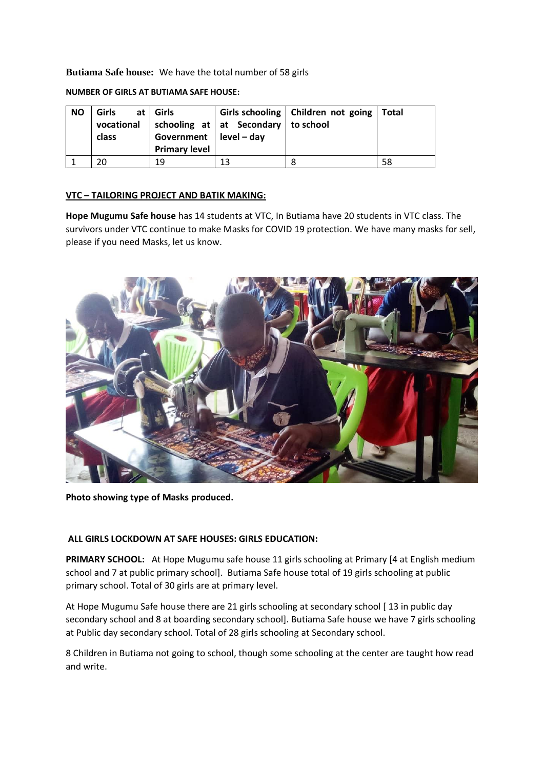**Butiama Safe house:** We have the total number of 58 girls

**NUMBER OF GIRLS AT BUTIAMA SAFE HOUSE:**

| NO | Girls at vocational class | Girls schooling at Government Primary level | Girls schooling at Secondary level – day | Children not going to school | Total |
|---|---|---|---|---|---|
| 1 | 20 | 19 | 13 | 8 | 58 |

**VTC – TAILORING PROJECT AND BATIK MAKING:**

**Hope Mugumu Safe house** has 14 students at VTC, In Butiama have 20 students in VTC class. The survivors under VTC continue to make Masks for COVID 19 protection. We have many masks for sell, please if you need Masks, let us know.

**Photo showing type of Masks produced.**

**ALL GIRLS LOCKDOWN AT SAFE HOUSES: GIRLS EDUCATION:**

**PRIMARY SCHOOL:** At Hope Mugumu safe house 11 girls schooling at Primary [4 at English medium school and 7 at public primary school]. Butiama Safe house total of 19 girls schooling at public primary school. Total of 30 girls are at primary level.

At Hope Mugumu Safe house there are 21 girls schooling at secondary school [ 13 in public day secondary school and 8 at boarding secondary school]. Butiama Safe house we have 7 girls schooling at Public day secondary school. Total of 28 girls schooling at Secondary school.

8 Children in Butiama not going to school, though some schooling at the center are taught how read and write.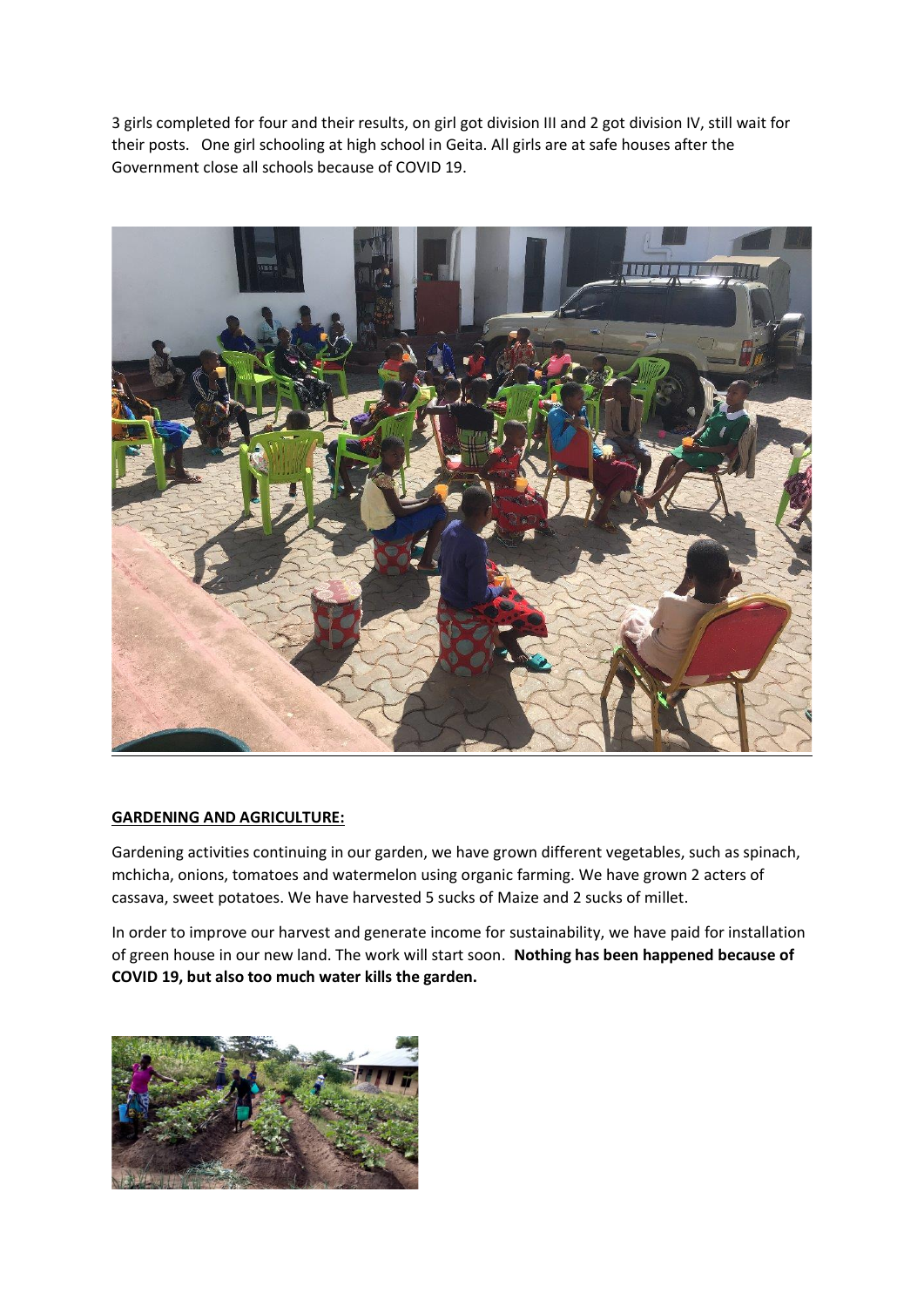3 girls completed for four and their results, on girl got division III and 2 got division IV, still wait for their posts. One girl schooling at high school in Geita. All girls are at safe houses after the Government close all schools because of COVID 19.

**GARDENING AND AGRICULTURE:**

Gardening activities continuing in our garden, we have grown different vegetables, such as spinach, mchicha, onions, tomatoes and watermelon using organic farming. We have grown 2 acters of cassava, sweet potatoes. We have harvested 5 sucks of Maize and 2 sucks of millet.

In order to improve our harvest and generate income for sustainability, we have paid for installation of green house in our new land. The work will start soon. **Nothing has been happened because of COVID 19, but also too much water kills the garden.**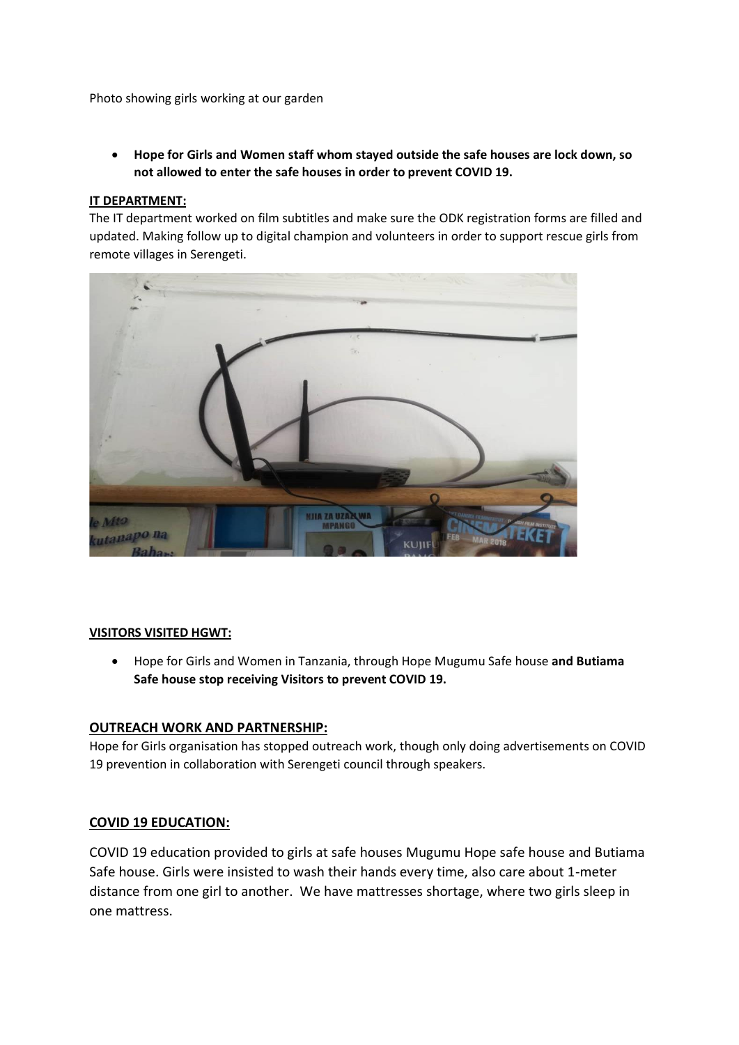Photo showing girls working at our garden

- **Hope for Girls and Women staff whom stayed outside the safe houses are lock down, so not allowed to enter the safe houses in order to prevent COVID 19.**

**IT DEPARTMENT:**

The IT department worked on film subtitles and make sure the ODK registration forms are filled and updated. Making follow up to digital champion and volunteers in order to support rescue girls from remote villages in Serengeti.

**VISITORS VISITED HGWT:**

- Hope for Girls and Women in Tanzania, through Hope Mugumu Safe house **and Butiama Safe house stop receiving Visitors to prevent COVID 19.**

**OUTREACH WORK AND PARTNERSHIP:**

Hope for Girls organisation has stopped outreach work, though only doing advertisements on COVID 19 prevention in collaboration with Serengeti council through speakers.

**COVID 19 EDUCATION:**

COVID 19 education provided to girls at safe houses Mugumu Hope safe house and Butiama Safe house. Girls were insisted to wash their hands every time, also care about 1-meter distance from one girl to another. We have mattresses shortage, where two girls sleep in one mattress.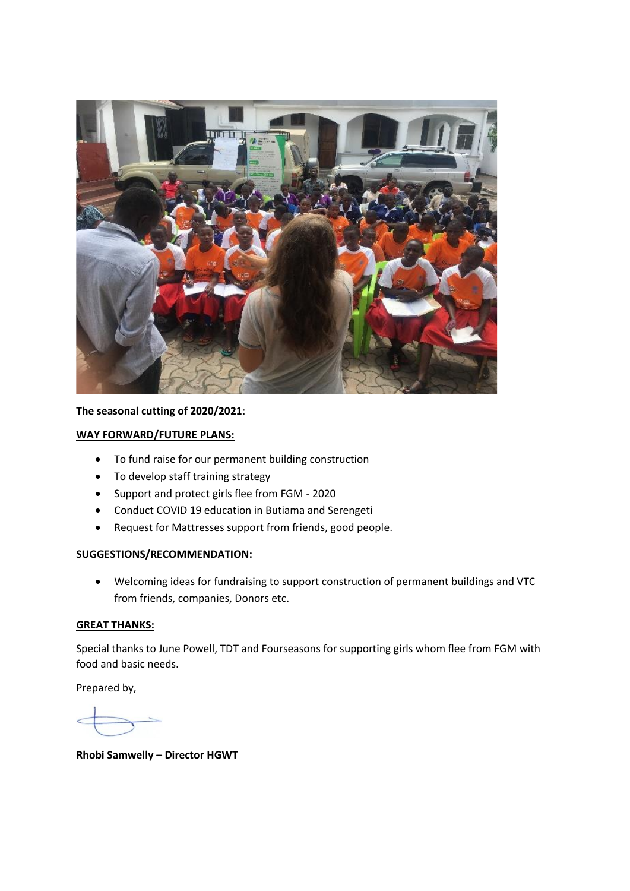**The seasonal cutting of 2020/2021**:

**WAY FORWARD/FUTURE PLANS:**

- To fund raise for our permanent building construction
- To develop staff training strategy
- Support and protect girls flee from FGM - 2020
- Conduct COVID 19 education in Butiama and Serengeti
- Request for Mattresses support from friends, good people.

**SUGGESTIONS/RECOMMENDATION:**

- Welcoming ideas for fundraising to support construction of permanent buildings and VTC from friends, companies, Donors etc.

**GREAT THANKS:**

Special thanks to June Powell, TDT and Fourseasons for supporting girls whom flee from FGM with food and basic needs.

Prepared by,

**Rhobi Samwelly – Director HGWT**